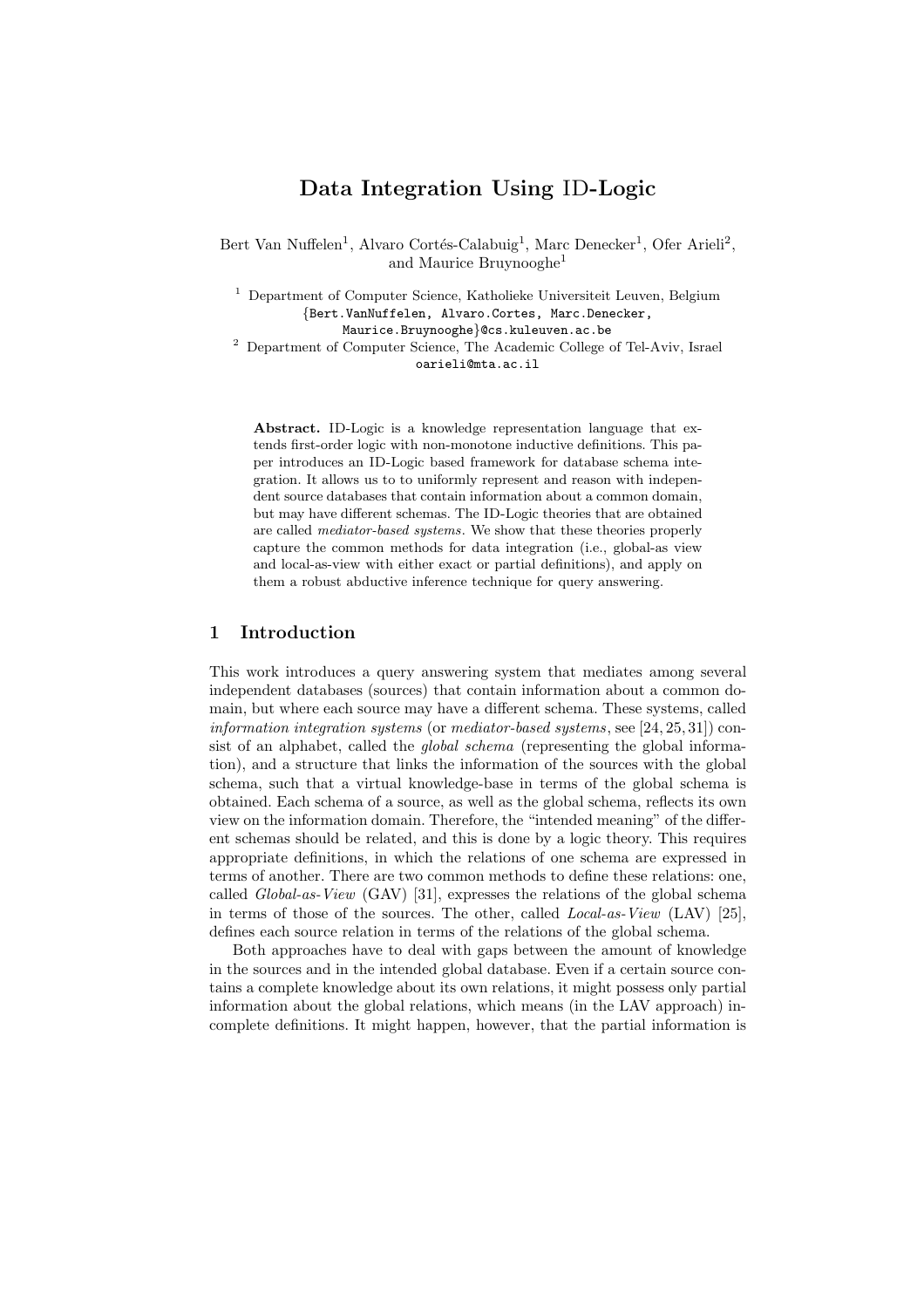# Data Integration Using ID-Logic

Bert Van Nuffelen[1], Alvaro Cortés-Calabuig[1], Marc Denecker[1], Ofer Arieli[2], and Maurice Bruynooghe[1]

[1] Department of Computer Science, Katholieke Universiteit Leuven, Belgium
{Bert.VanNuffelen, Alvaro.Cortes, Marc.Denecker, Maurice.Bruynooghe}@cs.kuleuven.ac.be

[2] Department of Computer Science, The Academic College of Tel-Aviv, Israel
oarieli@mta.ac.il

**Abstract.** ID-Logic is a knowledge representation language that extends first-order logic with non-monotone inductive definitions. This paper introduces an ID-Logic based framework for database schema integration. It allows us to to uniformly represent and reason with independent source databases that contain information about a common domain, but may have different schemas. The ID-Logic theories that are obtained are called *mediator-based systems*. We show that these theories properly capture the common methods for data integration (i.e., global-as view and local-as-view with either exact or partial definitions), and apply on them a robust abductive inference technique for query answering.

## 1 Introduction

This work introduces a query answering system that mediates among several independent databases (sources) that contain information about a common domain, but where each source may have a different schema. These systems, called *information integration systems* (or *mediator-based systems*, see [24, 25, 31]) consist of an alphabet, called the *global schema* (representing the global information), and a structure that links the information of the sources with the global schema, such that a virtual knowledge-base in terms of the global schema is obtained. Each schema of a source, as well as the global schema, reflects its own view on the information domain. Therefore, the "intended meaning" of the different schemas should be related, and this is done by a logic theory. This requires appropriate definitions, in which the relations of one schema are expressed in terms of another. There are two common methods to define these relations: one, called *Global-as-View* (GAV) [31], expresses the relations of the global schema in terms of those of the sources. The other, called *Local-as-View* (LAV) [25], defines each source relation in terms of the relations of the global schema.

Both approaches have to deal with gaps between the amount of knowledge in the sources and in the intended global database. Even if a certain source contains a complete knowledge about its own relations, it might possess only partial information about the global relations, which means (in the LAV approach) incomplete definitions. It might happen, however, that the partial information is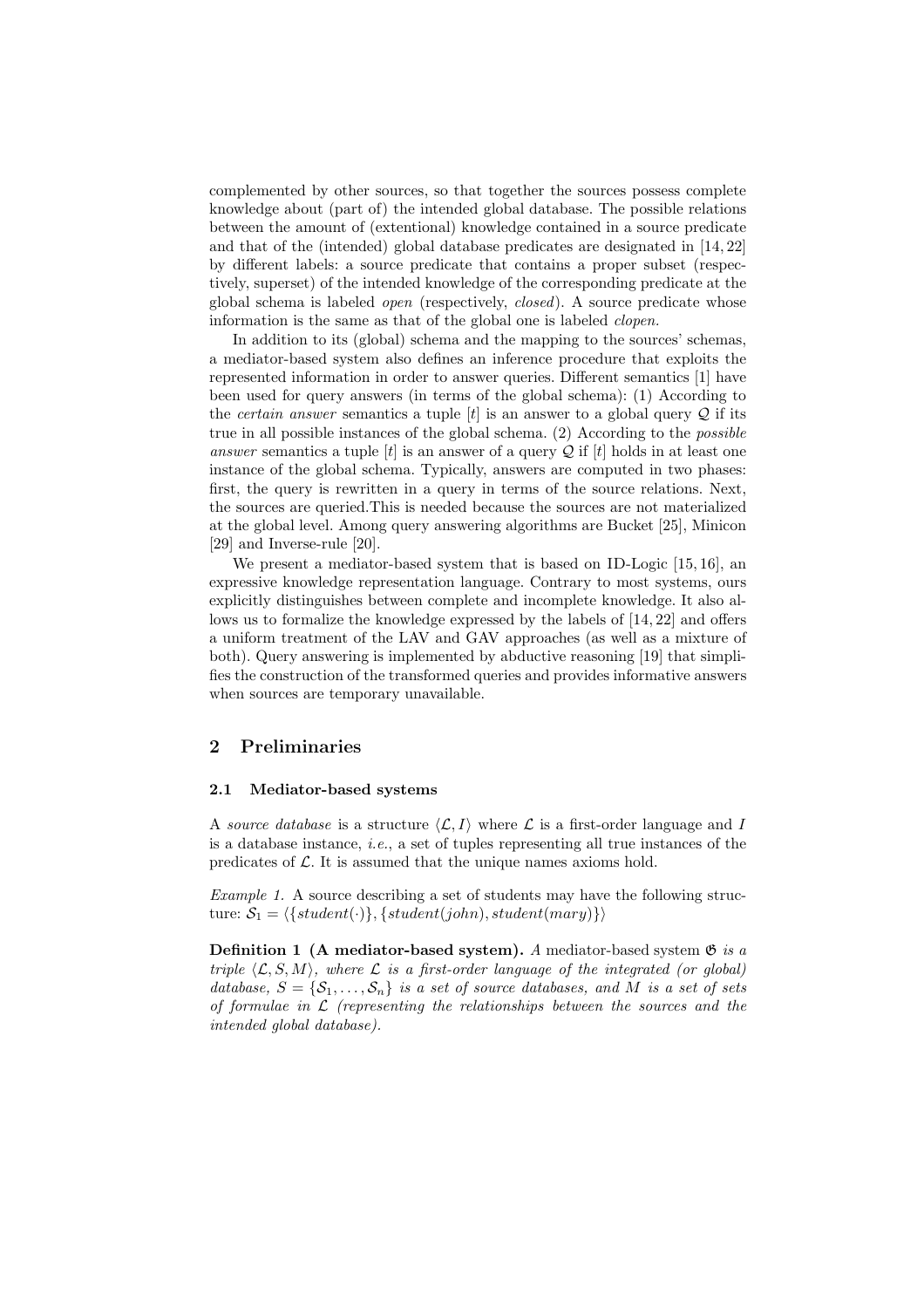complemented by other sources, so that together the sources possess complete knowledge about (part of) the intended global database. The possible relations between the amount of (extentional) knowledge contained in a source predicate and that of the (intended) global database predicates are designated in [14, 22] by different labels: a source predicate that contains a proper subset (respectively, superset) of the intended knowledge of the corresponding predicate at the global schema is labeled *open* (respectively, *closed*). A source predicate whose information is the same as that of the global one is labeled *clopen*.

In addition to its (global) schema and the mapping to the sources' schemas, a mediator-based system also defines an inference procedure that exploits the represented information in order to answer queries. Different semantics [1] have been used for query answers (in terms of the global schema): (1) According to the *certain answer* semantics a tuple $[t]$ is an answer to a global query $\mathcal{Q}$ if its true in all possible instances of the global schema. (2) According to the *possible answer* semantics a tuple $[t]$ is an answer of a query $\mathcal{Q}$ if $[t]$ holds in at least one instance of the global schema. Typically, answers are computed in two phases: first, the query is rewritten in a query in terms of the source relations. Next, the sources are queried.This is needed because the sources are not materialized at the global level. Among query answering algorithms are Bucket [25], Minicon [29] and Inverse-rule [20].

We present a mediator-based system that is based on ID-Logic [15, 16], an expressive knowledge representation language. Contrary to most systems, ours explicitly distinguishes between complete and incomplete knowledge. It also allows us to formalize the knowledge expressed by the labels of [14, 22] and offers a uniform treatment of the LAV and GAV approaches (as well as a mixture of both). Query answering is implemented by abductive reasoning [19] that simplifies the construction of the transformed queries and provides informative answers when sources are temporary unavailable.

## 2 Preliminaries

### 2.1 Mediator-based systems

A *source database* is a structure $\langle \mathcal{L}, I \rangle$ where $\mathcal{L}$ is a first-order language and $I$ is a database instance, *i.e.*, a set of tuples representing all true instances of the predicates of $\mathcal{L}$. It is assumed that the unique names axioms hold.

*Example 1.* A source describing a set of students may have the following structure: $\mathcal{S}_1 = \langle \{student(\cdot)\}, \{student(john), student(mary)\} \rangle$

**Definition 1 (A mediator-based system).** *A* mediator-based system $\mathfrak{G}$ *is a triple* $\langle \mathcal{L}, S, M \rangle$*, where* $\mathcal{L}$ *is a first-order language of the integrated (or global) database,* $S = \{\mathcal{S}_1, \ldots, \mathcal{S}_n\}$ *is a set of source databases, and* $M$ *is a set of sets of formulae in* $\mathcal{L}$ *(representing the relationships between the sources and the intended global database).*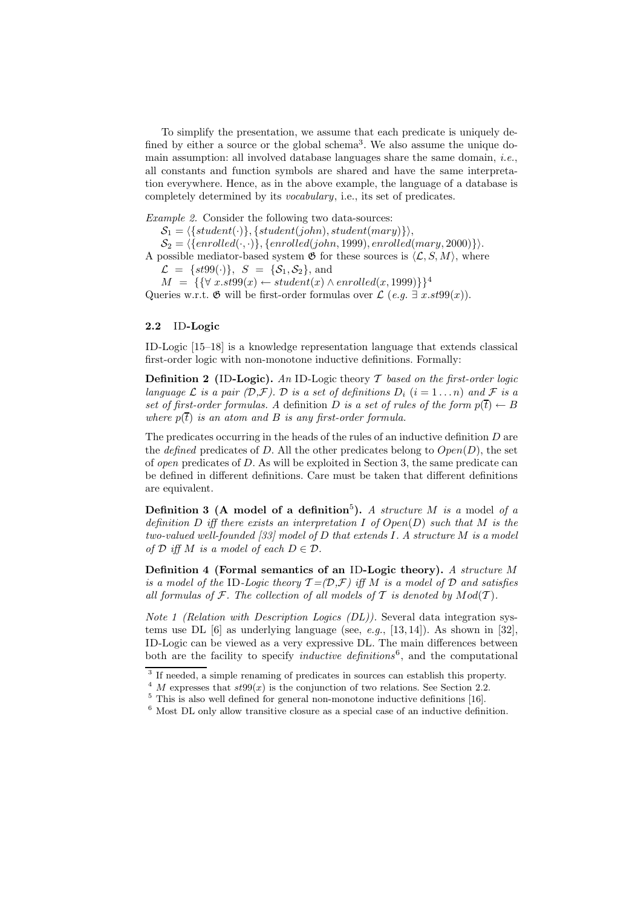To simplify the presentation, we assume that each predicate is uniquely defined by either a source or the global schema[3]. We also assume the unique domain assumption: all involved database languages share the same domain, *i.e.*, all constants and function symbols are shared and have the same interpretation everywhere. Hence, as in the above example, the language of a database is completely determined by its *vocabulary*, i.e., its set of predicates.

*Example 2.* Consider the following two data-sources:

$\mathcal{S}_1 = \langle\{student(\cdot)\}, \{student(john), student(mary)\}\rangle$,

$\mathcal{S}_2 = \langle\{enrolled(\cdot,\cdot)\}, \{enrolled(john, 1999), enrolled(mary, 2000)\}\rangle$.

A possible mediator-based system $\mathfrak{G}$ for these sources is $\langle\mathcal{L}, S, M\rangle$, where

$\mathcal{L} = \{st99(\cdot)\}$, $S = \{\mathcal{S}_1, \mathcal{S}_2\}$, and

$M = \{\{\forall\, x.st99(x) \leftarrow student(x) \wedge enrolled(x, 1999)\}\}$[4]

Queries w.r.t. $\mathfrak{G}$ will be first-order formulas over $\mathcal{L}$ (*e.g.* $\exists\, x.st99(x)$).

### 2.2 ID-Logic

ID-Logic [15–18] is a knowledge representation language that extends classical first-order logic with non-monotone inductive definitions. Formally:

**Definition 2 (ID-Logic).** *An* ID-Logic *theory $\mathcal{T}$ based on the first-order logic language $\mathcal{L}$ is a pair $(\mathcal{D},\mathcal{F})$. $\mathcal{D}$ is a set of definitions $D_i$ $(i = 1 \ldots n)$ and $\mathcal{F}$ is a set of first-order formulas. A* definition *$D$ is a set of rules of the form $p(\overline{t}) \leftarrow B$ where $p(\overline{t})$ is an atom and $B$ is any first-order formula.*

The predicates occurring in the heads of the rules of an inductive definition $D$ are the *defined* predicates of $D$. All the other predicates belong to $Open(D)$, the set of *open* predicates of $D$. As will be exploited in Section 3, the same predicate can be defined in different definitions. Care must be taken that different definitions are equivalent.

**Definition 3 (A model of a definition[5]).** *A structure $M$ is a* model *of a definition $D$ iff there exists an interpretation $I$ of $Open(D)$ such that $M$ is the two-valued well-founded [33] model of $D$ that extends $I$. A structure $M$ is a model of $\mathcal{D}$ iff $M$ is a model of each $D \in \mathcal{D}$.*

**Definition 4 (Formal semantics of an ID-Logic theory).** *A structure $M$ is a model of the* ID*-Logic theory $\mathcal{T}$=$(\mathcal{D},\mathcal{F})$ iff $M$ is a model of $\mathcal{D}$ and satisfies all formulas of $\mathcal{F}$. The collection of all models of $\mathcal{T}$ is denoted by $Mod(\mathcal{T})$.*

*Note 1 (Relation with Description Logics (DL)).* Several data integration systems use DL [6] as underlying language (see, *e.g.*, [13, 14]). As shown in [32], ID-Logic can be viewed as a very expressive DL. The main differences between both are the facility to specify *inductive definitions*[6], and the computational

---

[3] If needed, a simple renaming of predicates in sources can establish this property.

[4] $M$ expresses that $st99(x)$ is the conjunction of two relations. See Section 2.2.

[5] This is also well defined for general non-monotone inductive definitions [16].

[6] Most DL only allow transitive closure as a special case of an inductive definition.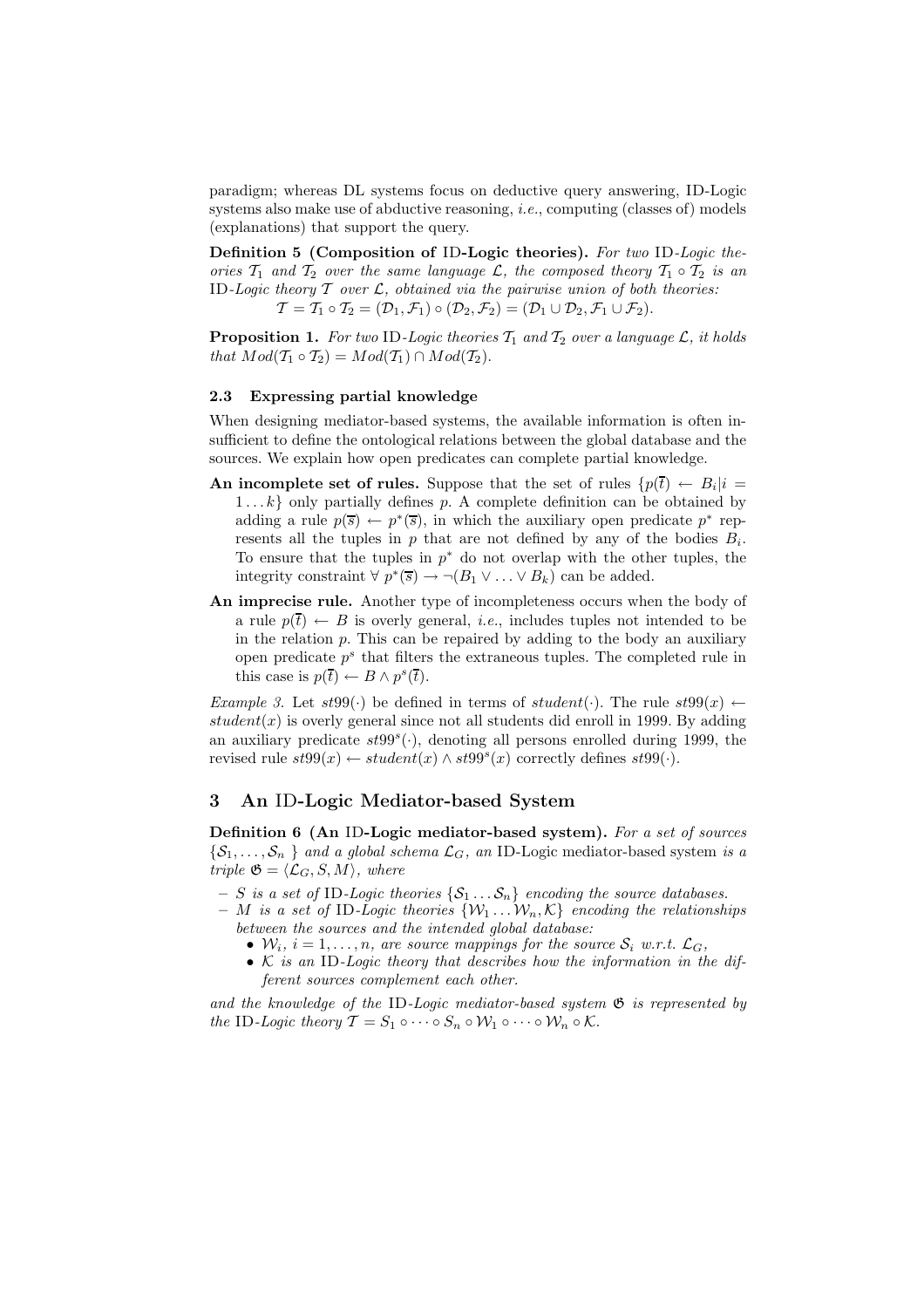paradigm; whereas DL systems focus on deductive query answering, ID-Logic systems also make use of abductive reasoning, *i.e.*, computing (classes of) models (explanations) that support the query.

**Definition 5 (Composition of ID-Logic theories).** *For two* ID*-Logic theories $\mathcal{T}_1$ and $\mathcal{T}_2$ over the same language $\mathcal{L}$, the composed theory $\mathcal{T}_1 \circ \mathcal{T}_2$ is an* ID*-Logic theory $\mathcal{T}$ over $\mathcal{L}$, obtained via the pairwise union of both theories:*

$$\mathcal{T} = \mathcal{T}_1 \circ \mathcal{T}_2 = (\mathcal{D}_1, \mathcal{F}_1) \circ (\mathcal{D}_2, \mathcal{F}_2) = (\mathcal{D}_1 \cup \mathcal{D}_2, \mathcal{F}_1 \cup \mathcal{F}_2).$$

**Proposition 1.** *For two* ID*-Logic theories $\mathcal{T}_1$ and $\mathcal{T}_2$ over a language $\mathcal{L}$, it holds that $Mod(\mathcal{T}_1 \circ \mathcal{T}_2) = Mod(\mathcal{T}_1) \cap Mod(\mathcal{T}_2)$.*

### 2.3 Expressing partial knowledge

When designing mediator-based systems, the available information is often insufficient to define the ontological relations between the global database and the sources. We explain how open predicates can complete partial knowledge.

**An incomplete set of rules.** Suppose that the set of rules $\{p(\overline{t}) \leftarrow B_i | i = 1 \dots k\}$ only partially defines $p$. A complete definition can be obtained by adding a rule $p(\overline{s}) \leftarrow p^*(\overline{s})$, in which the auxiliary open predicate $p^*$ represents all the tuples in $p$ that are not defined by any of the bodies $B_i$. To ensure that the tuples in $p^*$ do not overlap with the other tuples, the integrity constraint $\forall\ p^*(\overline{s}) \rightarrow \neg(B_1 \vee \ldots \vee B_k)$ can be added.

**An imprecise rule.** Another type of incompleteness occurs when the body of a rule $p(\overline{t}) \leftarrow B$ is overly general, *i.e.*, includes tuples not intended to be in the relation $p$. This can be repaired by adding to the body an auxiliary open predicate $p^s$ that filters the extraneous tuples. The completed rule in this case is $p(\overline{t}) \leftarrow B \wedge p^s(\overline{t})$.

*Example 3.* Let $st99(\cdot)$ be defined in terms of $student(\cdot)$. The rule $st99(x) \leftarrow student(x)$ is overly general since not all students did enroll in 1999. By adding an auxiliary predicate $st99^s(\cdot)$, denoting all persons enrolled during 1999, the revised rule $st99(x) \leftarrow student(x) \wedge st99^s(x)$ correctly defines $st99(\cdot)$.

## 3 An ID-Logic Mediator-based System

**Definition 6 (An ID-Logic mediator-based system).** *For a set of sources $\{\mathcal{S}_1, \ldots, \mathcal{S}_n\}$ and a global schema $\mathcal{L}_G$, an* ID-Logic mediator-based system *is a triple $\mathfrak{G} = \langle \mathcal{L}_G, S, M \rangle$, where*

- *$S$ is a set of* ID*-Logic theories $\{\mathcal{S}_1 \ldots \mathcal{S}_n\}$ encoding the source databases.*
- *$M$ is a set of* ID*-Logic theories $\{\mathcal{W}_1 \ldots \mathcal{W}_n, \mathcal{K}\}$ encoding the relationships between the sources and the intended global database:*
  - *$\mathcal{W}_i$, $i = 1, \ldots, n$, are source mappings for the source $\mathcal{S}_i$ w.r.t. $\mathcal{L}_G$,*
  - *$\mathcal{K}$ is an* ID*-Logic theory that describes how the information in the different sources complement each other.*

*and the knowledge of the* ID*-Logic mediator-based system $\mathfrak{G}$ is represented by the* ID*-Logic theory $\mathcal{T} = S_1 \circ \cdots \circ S_n \circ \mathcal{W}_1 \circ \cdots \circ \mathcal{W}_n \circ \mathcal{K}$.*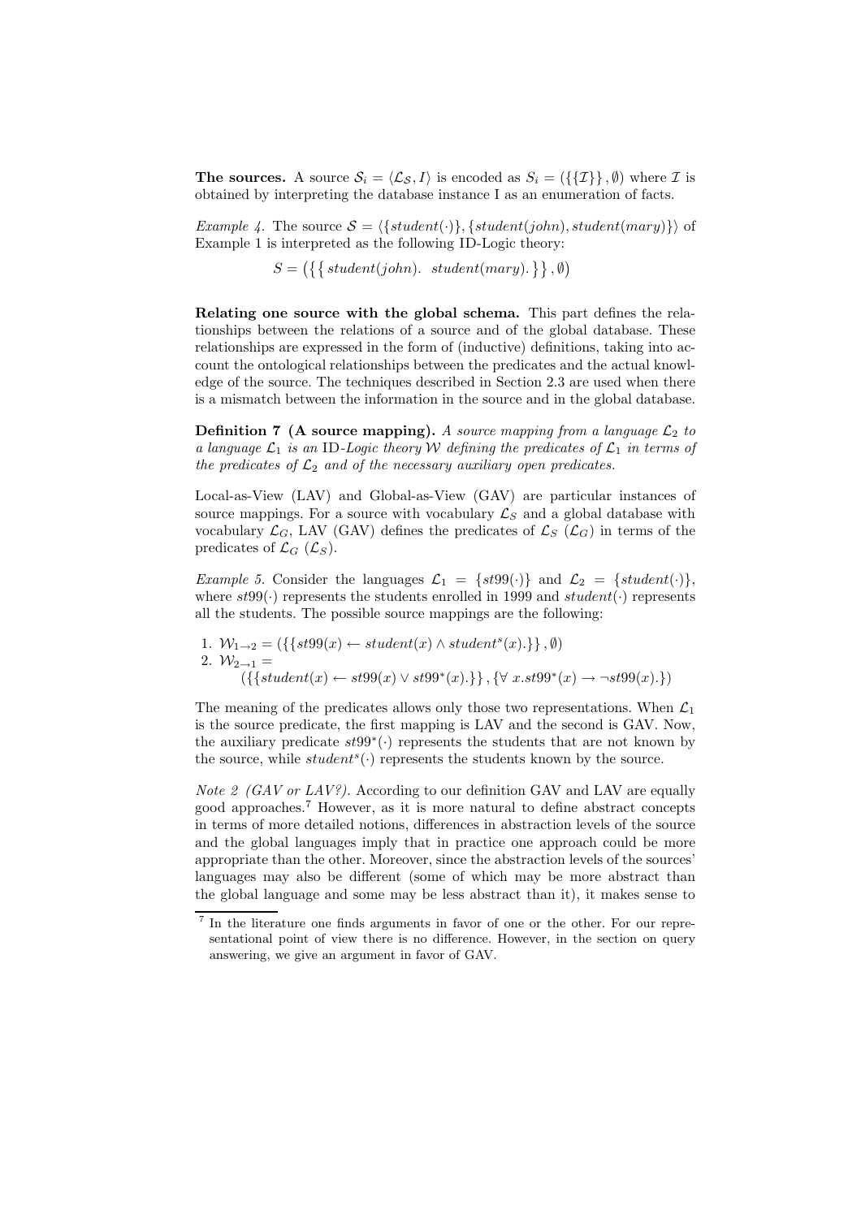**The sources.** A source $\mathcal{S}_i = \langle \mathcal{L}_\mathcal{S}, I \rangle$ is encoded as $S_i = (\{\{\mathcal{I}\}\}, \emptyset)$ where $\mathcal{I}$ is obtained by interpreting the database instance I as an enumeration of facts.

*Example 4.* The source $\mathcal{S} = \langle \{student(\cdot)\}, \{student(john), student(mary)\} \rangle$ of Example 1 is interpreted as the following ID-Logic theory:

$$S = \big(\big\{\big\{\, student(john).\;\; student(mary).\,\big\}\big\}, \emptyset\big)$$

**Relating one source with the global schema.** This part defines the relationships between the relations of a source and of the global database. These relationships are expressed in the form of (inductive) definitions, taking into account the ontological relationships between the predicates and the actual knowledge of the source. The techniques described in Section 2.3 are used when there is a mismatch between the information in the source and in the global database.

**Definition 7 (A source mapping).** *A source mapping from a language $\mathcal{L}_2$ to a language $\mathcal{L}_1$ is an* ID*-Logic theory $\mathcal{W}$ defining the predicates of $\mathcal{L}_1$ in terms of the predicates of $\mathcal{L}_2$ and of the necessary auxiliary open predicates.*

Local-as-View (LAV) and Global-as-View (GAV) are particular instances of source mappings. For a source with vocabulary $\mathcal{L}_S$ and a global database with vocabulary $\mathcal{L}_G$, LAV (GAV) defines the predicates of $\mathcal{L}_S$ ($\mathcal{L}_G$) in terms of the predicates of $\mathcal{L}_G$ ($\mathcal{L}_S$).

*Example 5.* Consider the languages $\mathcal{L}_1 = \{st99(\cdot)\}$ and $\mathcal{L}_2 = \{student(\cdot)\}$, where $st99(\cdot)$ represents the students enrolled in 1999 and $student(\cdot)$ represents all the students. The possible source mappings are the following:

1. $\mathcal{W}_{1\rightarrow 2} = (\{\{st99(x) \leftarrow student(x) \wedge student^s(x).\}\}, \emptyset)$
2. $\mathcal{W}_{2\rightarrow 1} =$
   $(\{\{student(x) \leftarrow st99(x) \vee st99^*(x).\}\}, \{\forall\, x.st99^*(x) \rightarrow \neg st99(x).\})$

The meaning of the predicates allows only those two representations. When $\mathcal{L}_1$ is the source predicate, the first mapping is LAV and the second is GAV. Now, the auxiliary predicate $st99^*(\cdot)$ represents the students that are not known by the source, while $student^s(\cdot)$ represents the students known by the source.

*Note 2 (GAV or LAV?).* According to our definition GAV and LAV are equally good approaches.[7] However, as it is more natural to define abstract concepts in terms of more detailed notions, differences in abstraction levels of the source and the global languages imply that in practice one approach could be more appropriate than the other. Moreover, since the abstraction levels of the sources' languages may also be different (some of which may be more abstract than the global language and some may be less abstract than it), it makes sense to

[7] In the literature one finds arguments in favor of one or the other. For our representational point of view there is no difference. However, in the section on query answering, we give an argument in favor of GAV.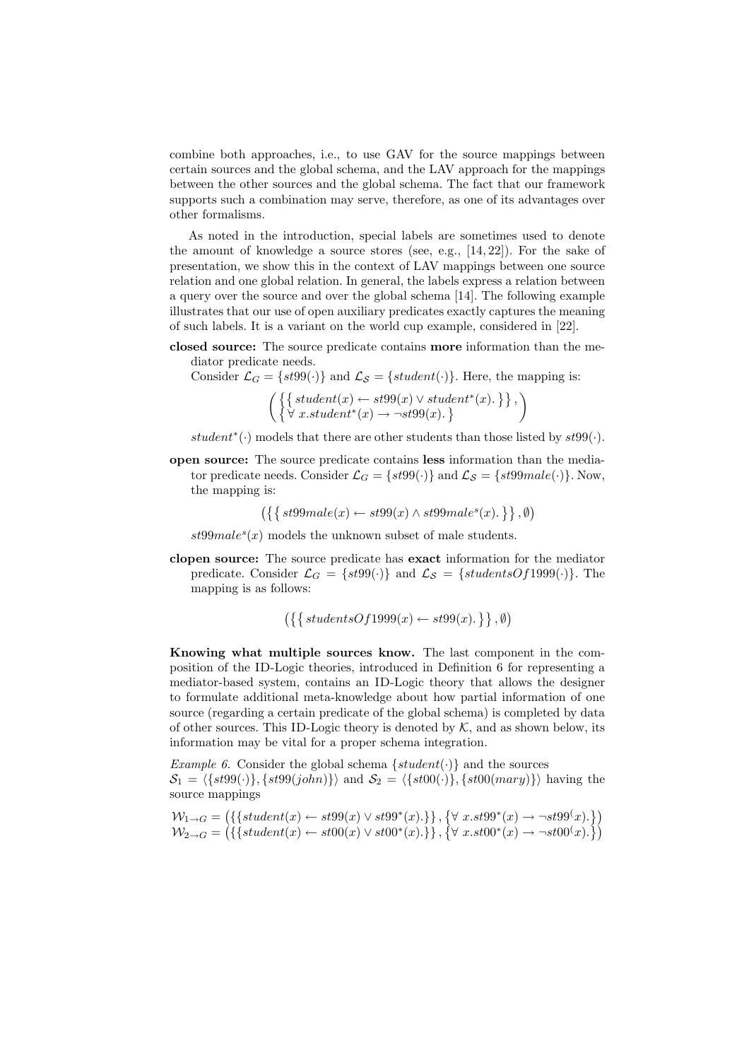combine both approaches, i.e., to use GAV for the source mappings between certain sources and the global schema, and the LAV approach for the mappings between the other sources and the global schema. The fact that our framework supports such a combination may serve, therefore, as one of its advantages over other formalisms.

As noted in the introduction, special labels are sometimes used to denote the amount of knowledge a source stores (see, e.g., [14, 22]). For the sake of presentation, we show this in the context of LAV mappings between one source relation and one global relation. In general, the labels express a relation between a query over the source and over the global schema [14]. The following example illustrates that our use of open auxiliary predicates exactly captures the meaning of such labels. It is a variant on the world cup example, considered in [22].

**closed source:** The source predicate contains **more** information than the mediator predicate needs.
Consider $\mathcal{L}_G = \{st99(\cdot)\}$ and $\mathcal{L}_\mathcal{S} = \{student(\cdot)\}$. Here, the mapping is:

$$\begin{pmatrix} \left\{ \left\{ student(x) \leftarrow st99(x) \vee student^*(x). \right\} \right\}, \\ \left\{ \forall\ x.student^*(x) \rightarrow \neg st99(x). \right\} \end{pmatrix}$$

$student^*(\cdot)$ models that there are other students than those listed by $st99(\cdot)$.

**open source:** The source predicate contains **less** information than the mediator predicate needs. Consider $\mathcal{L}_G = \{st99(\cdot)\}$ and $\mathcal{L}_\mathcal{S} = \{st99male(\cdot)\}$. Now, the mapping is:

$$\left( \left\{ \left\{ st99male(x) \leftarrow st99(x) \wedge st99male^s(x). \right\} \right\}, \emptyset \right)$$

$st99male^s(x)$ models the unknown subset of male students.

**clopen source:** The source predicate has **exact** information for the mediator predicate. Consider $\mathcal{L}_G = \{st99(\cdot)\}$ and $\mathcal{L}_\mathcal{S} = \{studentsOf1999(\cdot)\}$. The mapping is as follows:

$$\left( \left\{ \left\{ studentsOf1999(x) \leftarrow st99(x). \right\} \right\}, \emptyset \right)$$

**Knowing what multiple sources know.** The last component in the composition of the ID-Logic theories, introduced in Definition 6 for representing a mediator-based system, contains an ID-Logic theory that allows the designer to formulate additional meta-knowledge about how partial information of one source (regarding a certain predicate of the global schema) is completed by data of other sources. This ID-Logic theory is denoted by $\mathcal{K}$, and as shown below, its information may be vital for a proper schema integration.

*Example 6.* Consider the global schema $\{student(\cdot)\}$ and the sources $\mathcal{S}_1 = \langle \{st99(\cdot)\}, \{st99(john)\} \rangle$ and $\mathcal{S}_2 = \langle \{st00(\cdot)\}, \{st00(mary)\} \rangle$ having the source mappings

$$\mathcal{W}_{1 \to G} = \left( \{\{student(x) \leftarrow st99(x) \vee st99^*(x).\}\}, \left\{ \forall\ x.st99^*(x) \rightarrow \neg st99^{(}x). \right\} \right)$$
$$\mathcal{W}_{2 \to G} = \left( \{\{student(x) \leftarrow st00(x) \vee st00^*(x).\}\}, \left\{ \forall\ x.st00^*(x) \rightarrow \neg st00^{(}x). \right\} \right)$$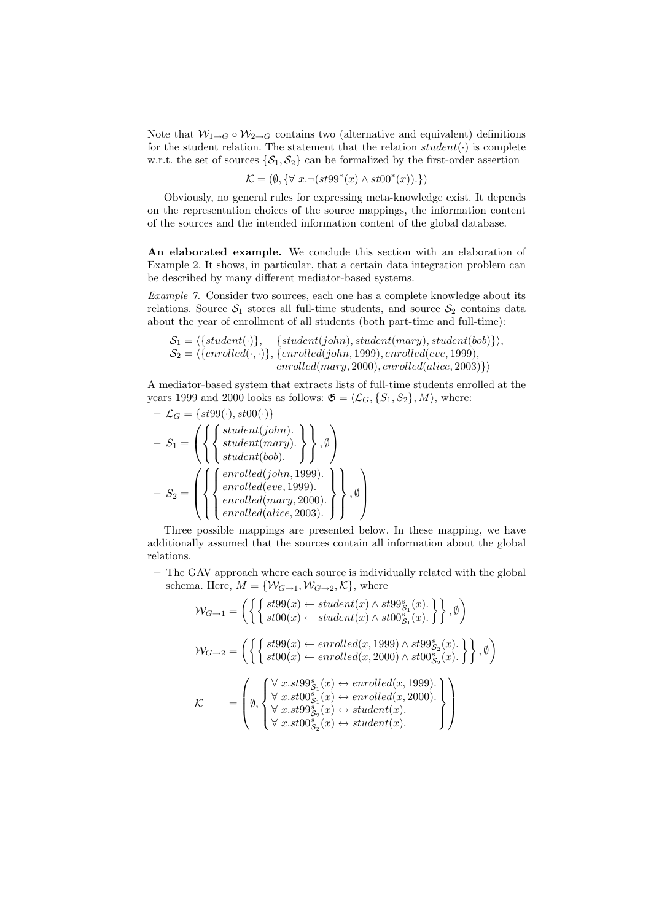Note that $\mathcal{W}_{1 \to G} \circ \mathcal{W}_{2 \to G}$ contains two (alternative and equivalent) definitions for the student relation. The statement that the relation $student(\cdot)$ is complete w.r.t. the set of sources $\{\mathcal{S}_1, \mathcal{S}_2\}$ can be formalized by the first-order assertion

$$\mathcal{K} = (\emptyset, \{\forall\, x. \neg(st99^*(x) \wedge st00^*(x)).\})$$

Obviously, no general rules for expressing meta-knowledge exist. It depends on the representation choices of the source mappings, the information content of the sources and the intended information content of the global database.

**An elaborated example.** We conclude this section with an elaboration of Example 2. It shows, in particular, that a certain data integration problem can be described by many different mediator-based systems.

*Example 7.* Consider two sources, each one has a complete knowledge about its relations. Source $\mathcal{S}_1$ stores all full-time students, and source $\mathcal{S}_2$ contains data about the year of enrollment of all students (both part-time and full-time):

$$\begin{aligned}
\mathcal{S}_1 &= \langle \{student(\cdot)\}, \quad \{student(john), student(mary), student(bob)\}\rangle, \\
\mathcal{S}_2 &= \langle \{enrolled(\cdot,\cdot)\}, \{enrolled(john, 1999), enrolled(eve, 1999), \\
&\qquad\qquad\qquad\quad\;\; enrolled(mary, 2000), enrolled(alice, 2003)\}\rangle
\end{aligned}$$

A mediator-based system that extracts lists of full-time students enrolled at the years 1999 and 2000 looks as follows: $\mathfrak{G} = \langle \mathcal{L}_G, \{S_1, S_2\}, M\rangle$, where:

- $\mathcal{L}_G = \{st99(\cdot), st00(\cdot)\}$
- $S_1 = \left( \left\{ \left\{ \begin{array}{l} student(john). \\ student(mary). \\ student(bob). \end{array} \right\} \right\}, \emptyset \right)$
- $S_2 = \left( \left\{ \left\{ \begin{array}{l} enrolled(john, 1999). \\ enrolled(eve, 1999). \\ enrolled(mary, 2000). \\ enrolled(alice, 2003). \end{array} \right\} \right\}, \emptyset \right)$

Three possible mappings are presented below. In these mapping, we have additionally assumed that the sources contain all information about the global relations.

- The GAV approach where each source is individually related with the global schema. Here, $M = \{\mathcal{W}_{G \to 1}, \mathcal{W}_{G \to 2}, \mathcal{K}\}$, where

$$\mathcal{W}_{G \to 1} = \left( \left\{ \left\{ \begin{array}{l} st99(x) \leftarrow student(x) \wedge st99^s_{\mathcal{S}_1}(x). \\ st00(x) \leftarrow student(x) \wedge st00^s_{\mathcal{S}_1}(x). \end{array} \right\} \right\}, \emptyset \right)$$

$$\mathcal{W}_{G \to 2} = \left( \left\{ \left\{ \begin{array}{l} st99(x) \leftarrow enrolled(x, 1999) \wedge st99^s_{\mathcal{S}_2}(x). \\ st00(x) \leftarrow enrolled(x, 2000) \wedge st00^s_{\mathcal{S}_2}(x). \end{array} \right\} \right\}, \emptyset \right)$$

$$\mathcal{K} \quad = \left( \emptyset, \left\{ \begin{array}{l} \forall\, x. st99^s_{\mathcal{S}_1}(x) \leftrightarrow enrolled(x, 1999). \\ \forall\, x. st00^s_{\mathcal{S}_1}(x) \leftrightarrow enrolled(x, 2000). \\ \forall\, x. st99^s_{\mathcal{S}_2}(x) \leftrightarrow student(x). \\ \forall\, x. st00^s_{\mathcal{S}_2}(x) \leftrightarrow student(x). \end{array} \right\} \right)$$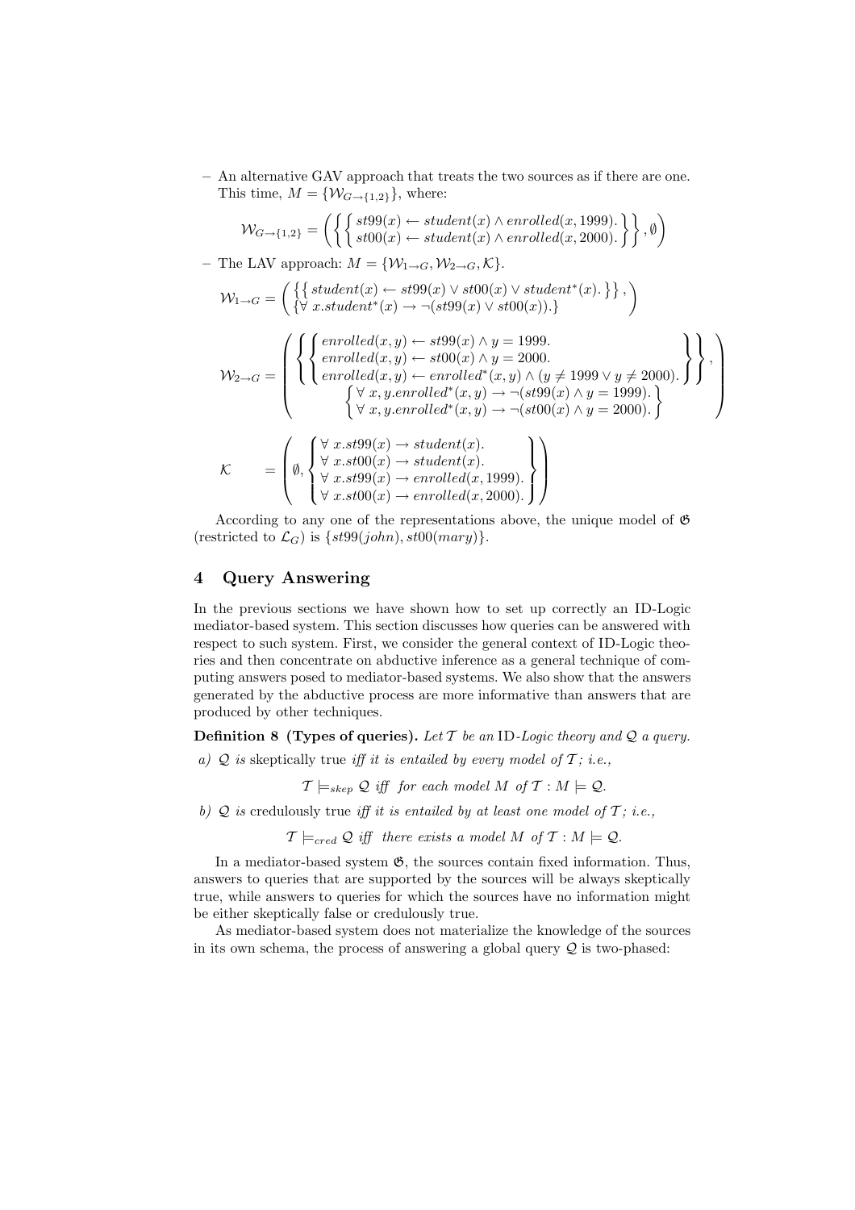– An alternative GAV approach that treats the two sources as if there are one. This time, $M = \{\mathcal{W}_{G \to \{1,2\}}\}$, where:

$$\mathcal{W}_{G \to \{1,2\}} = \left( \left\{ \left\{ \begin{array}{l} st99(x) \leftarrow student(x) \wedge enrolled(x, 1999). \\ st00(x) \leftarrow student(x) \wedge enrolled(x, 2000). \end{array} \right\} \right\}, \emptyset \right)$$

– The LAV approach: $M = \{\mathcal{W}_{1 \to G}, \mathcal{W}_{2 \to G}, \mathcal{K}\}$.

$$\mathcal{W}_{1 \to G} = \left( \begin{array}{l} \{\{ student(x) \leftarrow st99(x) \vee st00(x) \vee student^*(x). \}\}, \\ \{\forall\, x.student^*(x) \rightarrow \neg(st99(x) \vee st00(x)).\} \end{array} \right)$$

$$\mathcal{W}_{2 \to G} = \left( \begin{array}{c} \left\{ \left\{ \begin{array}{l} enrolled(x, y) \leftarrow st99(x) \wedge y = 1999. \\ enrolled(x, y) \leftarrow st00(x) \wedge y = 2000. \\ enrolled(x, y) \leftarrow enrolled^*(x, y) \wedge (y \neq 1999 \vee y \neq 2000). \end{array} \right\} \right\}, \\ \left\{ \begin{array}{l} \forall\, x, y.enrolled^*(x, y) \rightarrow \neg(st99(x) \wedge y = 1999). \\ \forall\, x, y.enrolled^*(x, y) \rightarrow \neg(st00(x) \wedge y = 2000). \end{array} \right\} \end{array} \right)$$

$$\mathcal{K} \quad = \left( \emptyset, \left\{ \begin{array}{l} \forall\, x.st99(x) \rightarrow student(x). \\ \forall\, x.st00(x) \rightarrow student(x). \\ \forall\, x.st99(x) \rightarrow enrolled(x, 1999). \\ \forall\, x.st00(x) \rightarrow enrolled(x, 2000). \end{array} \right\} \right)$$

According to any one of the representations above, the unique model of $\mathfrak{G}$ (restricted to $\mathcal{L}_G$) is $\{st99(john), st00(mary)\}$.

## 4 Query Answering

In the previous sections we have shown how to set up correctly an ID-Logic mediator-based system. This section discusses how queries can be answered with respect to such system. First, we consider the general context of ID-Logic theories and then concentrate on abductive inference as a general technique of computing answers posed to mediator-based systems. We also show that the answers generated by the abductive process are more informative than answers that are produced by other techniques.

**Definition 8 (Types of queries).** *Let $\mathcal{T}$ be an* ID*-Logic theory and $\mathcal{Q}$ a query.*

*a)* $\mathcal{Q}$ is skeptically true *iff it is entailed by every model of $\mathcal{T}$; i.e.,*

$$\mathcal{T} \models_{skep} \mathcal{Q} \text{ iff for each model } M \text{ of } \mathcal{T} : M \models \mathcal{Q}.$$

*b)* $\mathcal{Q}$ is credulously true *iff it is entailed by at least one model of $\mathcal{T}$; i.e.,*

$$\mathcal{T} \models_{cred} \mathcal{Q} \text{ iff there exists a model } M \text{ of } \mathcal{T} : M \models \mathcal{Q}.$$

In a mediator-based system $\mathfrak{G}$, the sources contain fixed information. Thus, answers to queries that are supported by the sources will be always skeptically true, while answers to queries for which the sources have no information might be either skeptically false or credulously true.

As mediator-based system does not materialize the knowledge of the sources in its own schema, the process of answering a global query $\mathcal{Q}$ is two-phased: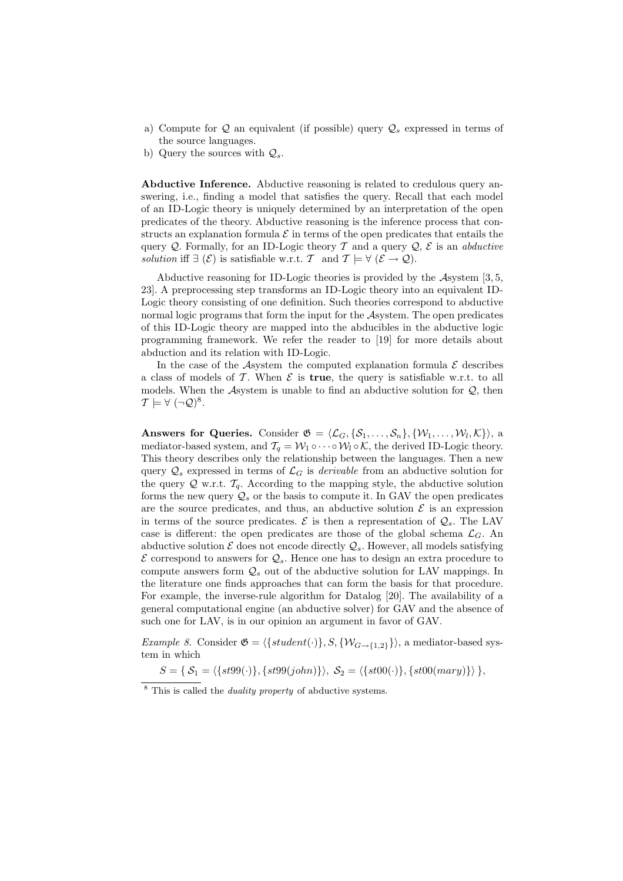a) Compute for $\mathcal{Q}$ an equivalent (if possible) query $\mathcal{Q}_s$ expressed in terms of the source languages.
b) Query the sources with $\mathcal{Q}_s$.

**Abductive Inference.** Abductive reasoning is related to credulous query answering, i.e., finding a model that satisfies the query. Recall that each model of an ID-Logic theory is uniquely determined by an interpretation of the open predicates of the theory. Abductive reasoning is the inference process that constructs an explanation formula $\mathcal{E}$ in terms of the open predicates that entails the query $\mathcal{Q}$. Formally, for an ID-Logic theory $\mathcal{T}$ and a query $\mathcal{Q}$, $\mathcal{E}$ is an *abductive solution* iff $\exists\,(\mathcal{E})$ is satisfiable w.r.t. $\mathcal{T}$ and $\mathcal{T} \models \forall\,(\mathcal{E} \rightarrow \mathcal{Q})$.

Abductive reasoning for ID-Logic theories is provided by the $\mathcal{A}$system [3, 5, 23]. A preprocessing step transforms an ID-Logic theory into an equivalent ID-Logic theory consisting of one definition. Such theories correspond to abductive normal logic programs that form the input for the $\mathcal{A}$system. The open predicates of this ID-Logic theory are mapped into the abducibles in the abductive logic programming framework. We refer the reader to [19] for more details about abduction and its relation with ID-Logic.

In the case of the $\mathcal{A}$system the computed explanation formula $\mathcal{E}$ describes a class of models of $\mathcal{T}$. When $\mathcal{E}$ is **true**, the query is satisfiable w.r.t. to all models. When the $\mathcal{A}$system is unable to find an abductive solution for $\mathcal{Q}$, then $\mathcal{T} \models \forall\,(\neg\mathcal{Q})$[8].

**Answers for Queries.** Consider $\mathfrak{G} = \langle \mathcal{L}_G, \{\mathcal{S}_1, \ldots, \mathcal{S}_n\}, \{\mathcal{W}_1, \ldots, \mathcal{W}_l, \mathcal{K}\}\rangle$, a mediator-based system, and $\mathcal{T}_q = \mathcal{W}_1 \circ \cdots \circ \mathcal{W}_l \circ \mathcal{K}$, the derived ID-Logic theory. This theory describes only the relationship between the languages. Then a new query $\mathcal{Q}_s$ expressed in terms of $\mathcal{L}_G$ is *derivable* from an abductive solution for the query $\mathcal{Q}$ w.r.t. $\mathcal{T}_q$. According to the mapping style, the abductive solution forms the new query $\mathcal{Q}_s$ or the basis to compute it. In GAV the open predicates are the source predicates, and thus, an abductive solution $\mathcal{E}$ is an expression in terms of the source predicates. $\mathcal{E}$ is then a representation of $\mathcal{Q}_s$. The LAV case is different: the open predicates are those of the global schema $\mathcal{L}_G$. An abductive solution $\mathcal{E}$ does not encode directly $\mathcal{Q}_s$. However, all models satisfying $\mathcal{E}$ correspond to answers for $\mathcal{Q}_s$. Hence one has to design an extra procedure to compute answers form $\mathcal{Q}_s$ out of the abductive solution for LAV mappings. In the literature one finds approaches that can form the basis for that procedure. For example, the inverse-rule algorithm for Datalog [20]. The availability of a general computational engine (an abductive solver) for GAV and the absence of such one for LAV, is in our opinion an argument in favor of GAV.

*Example 8.* Consider $\mathfrak{G} = \langle \{student(\cdot)\}, S, \{\mathcal{W}_{G\rightarrow\{1,2\}}\}\rangle$, a mediator-based system in which

$S = \{\, \mathcal{S}_1 = \langle \{st99(\cdot)\}, \{st99(john)\}\rangle,\ \mathcal{S}_2 = \langle \{st00(\cdot)\}, \{st00(mary)\}\rangle \,\}$,

[8] This is called the *duality property* of abductive systems.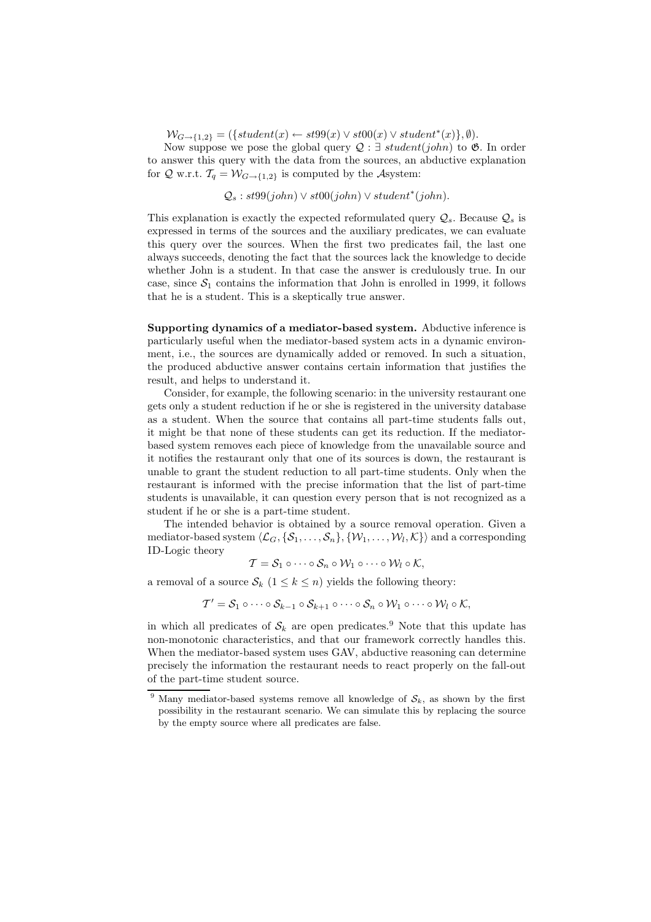$\mathcal{W}_{G\to\{1,2\}} = (\{student(x) \leftarrow st99(x) \vee st00(x) \vee student^*(x)\}, \emptyset)$.

Now suppose we pose the global query $\mathcal{Q} : \exists\ student(john)$ to $\mathfrak{G}$. In order to answer this query with the data from the sources, an abductive explanation for $\mathcal{Q}$ w.r.t. $\mathcal{T}_q = \mathcal{W}_{G\to\{1,2\}}$ is computed by the $\mathcal{A}$system:

$$\mathcal{Q}_s : st99(john) \vee st00(john) \vee student^*(john).$$

This explanation is exactly the expected reformulated query $\mathcal{Q}_s$. Because $\mathcal{Q}_s$ is expressed in terms of the sources and the auxiliary predicates, we can evaluate this query over the sources. When the first two predicates fail, the last one always succeeds, denoting the fact that the sources lack the knowledge to decide whether John is a student. In that case the answer is credulously true. In our case, since $\mathcal{S}_1$ contains the information that John is enrolled in 1999, it follows that he is a student. This is a skeptically true answer.

**Supporting dynamics of a mediator-based system.** Abductive inference is particularly useful when the mediator-based system acts in a dynamic environment, i.e., the sources are dynamically added or removed. In such a situation, the produced abductive answer contains certain information that justifies the result, and helps to understand it.

Consider, for example, the following scenario: in the university restaurant one gets only a student reduction if he or she is registered in the university database as a student. When the source that contains all part-time students falls out, it might be that none of these students can get its reduction. If the mediator-based system removes each piece of knowledge from the unavailable source and it notifies the restaurant only that one of its sources is down, the restaurant is unable to grant the student reduction to all part-time students. Only when the restaurant is informed with the precise information that the list of part-time students is unavailable, it can question every person that is not recognized as a student if he or she is a part-time student.

The intended behavior is obtained by a source removal operation. Given a mediator-based system $\langle \mathcal{L}_G, \{\mathcal{S}_1, \ldots, \mathcal{S}_n\}, \{\mathcal{W}_1, \ldots, \mathcal{W}_l, \mathcal{K}\}\rangle$ and a corresponding ID-Logic theory

$$\mathcal{T} = \mathcal{S}_1 \circ \cdots \circ \mathcal{S}_n \circ \mathcal{W}_1 \circ \cdots \circ \mathcal{W}_l \circ \mathcal{K},$$

a removal of a source $\mathcal{S}_k$ $(1 \leq k \leq n)$ yields the following theory:

$$\mathcal{T}' = \mathcal{S}_1 \circ \cdots \circ \mathcal{S}_{k-1} \circ \mathcal{S}_{k+1} \circ \cdots \circ \mathcal{S}_n \circ \mathcal{W}_1 \circ \cdots \circ \mathcal{W}_l \circ \mathcal{K},$$

in which all predicates of $\mathcal{S}_k$ are open predicates.[9] Note that this update has non-monotonic characteristics, and that our framework correctly handles this. When the mediator-based system uses GAV, abductive reasoning can determine precisely the information the restaurant needs to react properly on the fall-out of the part-time student source.

[9] Many mediator-based systems remove all knowledge of $\mathcal{S}_k$, as shown by the first possibility in the restaurant scenario. We can simulate this by replacing the source by the empty source where all predicates are false.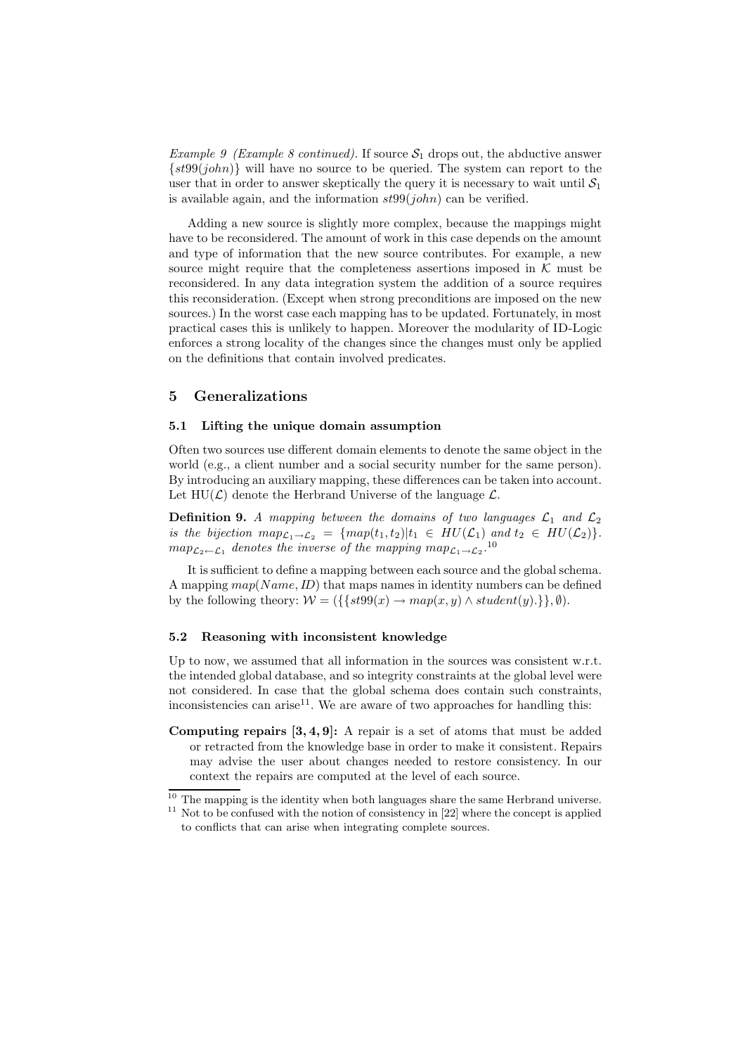*Example 9 (Example 8 continued).* If source $\mathcal{S}_1$ drops out, the abductive answer $\{st99(john)\}$ will have no source to be queried. The system can report to the user that in order to answer skeptically the query it is necessary to wait until $\mathcal{S}_1$ is available again, and the information $st99(john)$ can be verified.

Adding a new source is slightly more complex, because the mappings might have to be reconsidered. The amount of work in this case depends on the amount and type of information that the new source contributes. For example, a new source might require that the completeness assertions imposed in $\mathcal{K}$ must be reconsidered. In any data integration system the addition of a source requires this reconsideration. (Except when strong preconditions are imposed on the new sources.) In the worst case each mapping has to be updated. Fortunately, in most practical cases this is unlikely to happen. Moreover the modularity of ID-Logic enforces a strong locality of the changes since the changes must only be applied on the definitions that contain involved predicates.

## 5 Generalizations

### 5.1 Lifting the unique domain assumption

Often two sources use different domain elements to denote the same object in the world (e.g., a client number and a social security number for the same person). By introducing an auxiliary mapping, these differences can be taken into account. Let $\mathrm{HU}(\mathcal{L})$ denote the Herbrand Universe of the language $\mathcal{L}$.

**Definition 9.** *A mapping between the domains of two languages $\mathcal{L}_1$ and $\mathcal{L}_2$ is the bijection $map_{\mathcal{L}_1 \to \mathcal{L}_2} = \{map(t_1, t_2) | t_1 \in HU(\mathcal{L}_1)$ and $t_2 \in HU(\mathcal{L}_2)\}$. $map_{\mathcal{L}_2 \leftarrow \mathcal{L}_1}$ denotes the inverse of the mapping $map_{\mathcal{L}_1 \to \mathcal{L}_2}$.*[10]

It is sufficient to define a mapping between each source and the global schema. A mapping $map(Name, ID)$ that maps names in identity numbers can be defined by the following theory: $\mathcal{W} = (\{\{st99(x) \to map(x, y) \wedge student(y).\}\}, \emptyset)$.

### 5.2 Reasoning with inconsistent knowledge

Up to now, we assumed that all information in the sources was consistent w.r.t. the intended global database, and so integrity constraints at the global level were not considered. In case that the global schema does contain such constraints, inconsistencies can arise[11]. We are aware of two approaches for handling this:

**Computing repairs [3, 4, 9]:** A repair is a set of atoms that must be added or retracted from the knowledge base in order to make it consistent. Repairs may advise the user about changes needed to restore consistency. In our context the repairs are computed at the level of each source.

[10] The mapping is the identity when both languages share the same Herbrand universe.

[11] Not to be confused with the notion of consistency in [22] where the concept is applied to conflicts that can arise when integrating complete sources.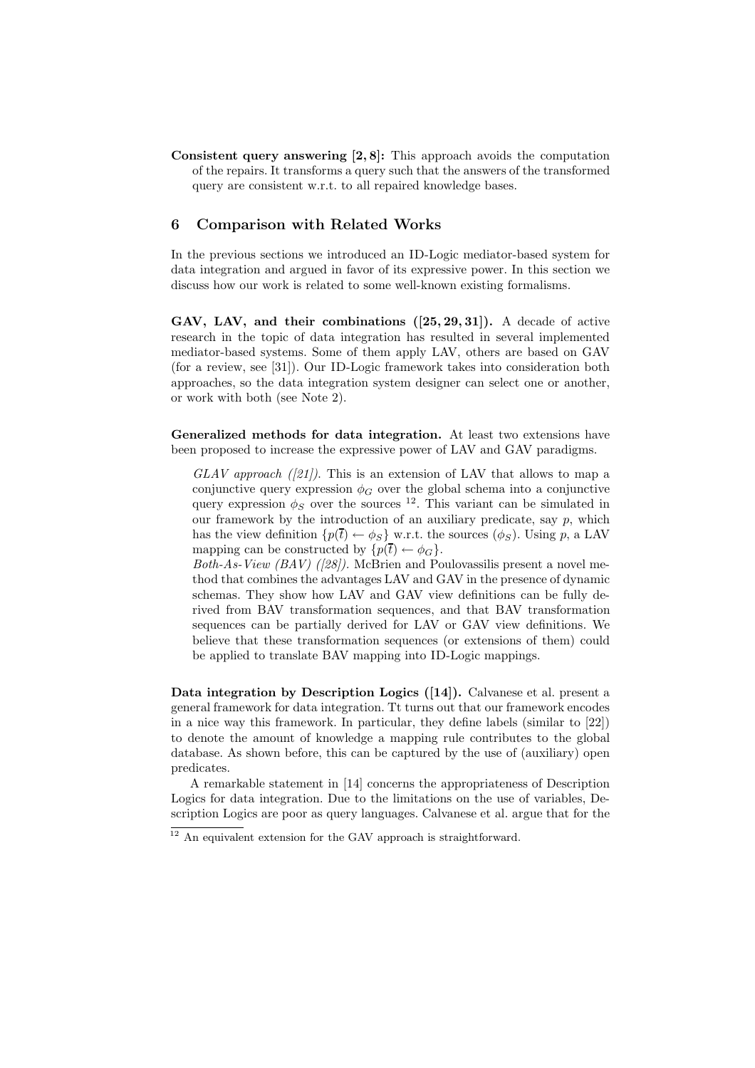**Consistent query answering [2, 8]:** This approach avoids the computation of the repairs. It transforms a query such that the answers of the transformed query are consistent w.r.t. to all repaired knowledge bases.

## 6 Comparison with Related Works

In the previous sections we introduced an ID-Logic mediator-based system for data integration and argued in favor of its expressive power. In this section we discuss how our work is related to some well-known existing formalisms.

**GAV, LAV, and their combinations ([25, 29, 31]).** A decade of active research in the topic of data integration has resulted in several implemented mediator-based systems. Some of them apply LAV, others are based on GAV (for a review, see [31]). Our ID-Logic framework takes into consideration both approaches, so the data integration system designer can select one or another, or work with both (see Note 2).

**Generalized methods for data integration.** At least two extensions have been proposed to increase the expressive power of LAV and GAV paradigms.

*GLAV approach ([21]).* This is an extension of LAV that allows to map a conjunctive query expression $\phi_G$ over the global schema into a conjunctive query expression $\phi_S$ over the sources [12]. This variant can be simulated in our framework by the introduction of an auxiliary predicate, say $p$, which has the view definition $\{p(\overline{t}) \leftarrow \phi_S\}$ w.r.t. the sources ($\phi_S$). Using $p$, a LAV mapping can be constructed by $\{p(\overline{t}) \leftarrow \phi_G\}$.

*Both-As-View (BAV) ([28]).* McBrien and Poulovassilis present a novel method that combines the advantages LAV and GAV in the presence of dynamic schemas. They show how LAV and GAV view definitions can be fully derived from BAV transformation sequences, and that BAV transformation sequences can be partially derived for LAV or GAV view definitions. We believe that these transformation sequences (or extensions of them) could be applied to translate BAV mapping into ID-Logic mappings.

**Data integration by Description Logics ([14]).** Calvanese et al. present a general framework for data integration. Tt turns out that our framework encodes in a nice way this framework. In particular, they define labels (similar to [22]) to denote the amount of knowledge a mapping rule contributes to the global database. As shown before, this can be captured by the use of (auxiliary) open predicates.

A remarkable statement in [14] concerns the appropriateness of Description Logics for data integration. Due to the limitations on the use of variables, Description Logics are poor as query languages. Calvanese et al. argue that for the

---

[12] An equivalent extension for the GAV approach is straightforward.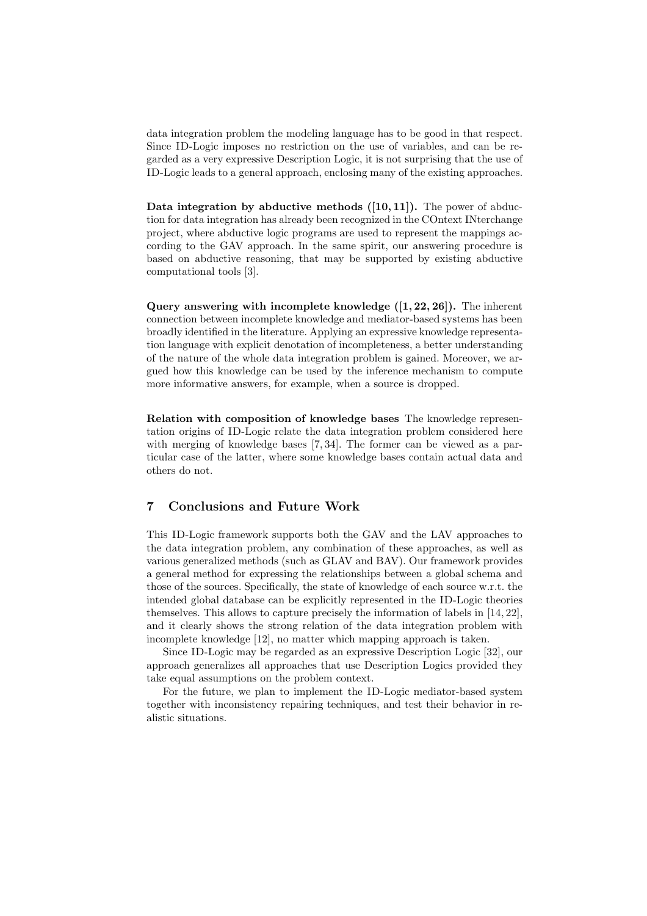data integration problem the modeling language has to be good in that respect. Since ID-Logic imposes no restriction on the use of variables, and can be regarded as a very expressive Description Logic, it is not surprising that the use of ID-Logic leads to a general approach, enclosing many of the existing approaches.

**Data integration by abductive methods ([10, 11]).** The power of abduction for data integration has already been recognized in the COntext INterchange project, where abductive logic programs are used to represent the mappings according to the GAV approach. In the same spirit, our answering procedure is based on abductive reasoning, that may be supported by existing abductive computational tools [3].

**Query answering with incomplete knowledge ([1, 22, 26]).** The inherent connection between incomplete knowledge and mediator-based systems has been broadly identified in the literature. Applying an expressive knowledge representation language with explicit denotation of incompleteness, a better understanding of the nature of the whole data integration problem is gained. Moreover, we argued how this knowledge can be used by the inference mechanism to compute more informative answers, for example, when a source is dropped.

**Relation with composition of knowledge bases** The knowledge representation origins of ID-Logic relate the data integration problem considered here with merging of knowledge bases [7, 34]. The former can be viewed as a particular case of the latter, where some knowledge bases contain actual data and others do not.

## 7 Conclusions and Future Work

This ID-Logic framework supports both the GAV and the LAV approaches to the data integration problem, any combination of these approaches, as well as various generalized methods (such as GLAV and BAV). Our framework provides a general method for expressing the relationships between a global schema and those of the sources. Specifically, the state of knowledge of each source w.r.t. the intended global database can be explicitly represented in the ID-Logic theories themselves. This allows to capture precisely the information of labels in [14, 22], and it clearly shows the strong relation of the data integration problem with incomplete knowledge [12], no matter which mapping approach is taken.

Since ID-Logic may be regarded as an expressive Description Logic [32], our approach generalizes all approaches that use Description Logics provided they take equal assumptions on the problem context.

For the future, we plan to implement the ID-Logic mediator-based system together with inconsistency repairing techniques, and test their behavior in realistic situations.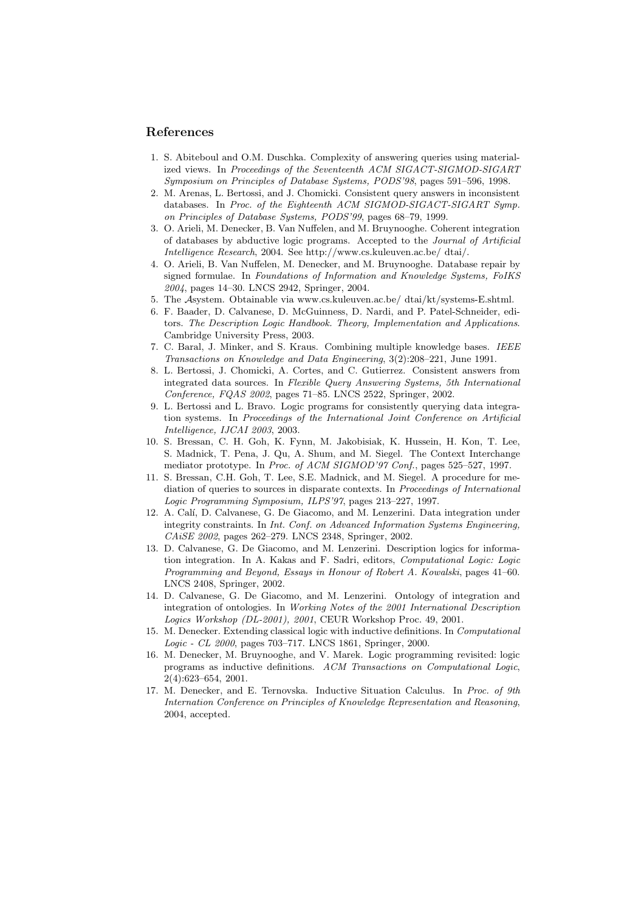## References

1. S. Abiteboul and O.M. Duschka. Complexity of answering queries using materialized views. In *Proceedings of the Seventeenth ACM SIGACT-SIGMOD-SIGART Symposium on Principles of Database Systems, PODS'98*, pages 591–596, 1998.
2. M. Arenas, L. Bertossi, and J. Chomicki. Consistent query answers in inconsistent databases. In *Proc. of the Eighteenth ACM SIGMOD-SIGACT-SIGART Symp. on Principles of Database Systems, PODS'99*, pages 68–79, 1999.
3. O. Arieli, M. Denecker, B. Van Nuffelen, and M. Bruynooghe. Coherent integration of databases by abductive logic programs. Accepted to the *Journal of Artificial Intelligence Research*, 2004. See http://www.cs.kuleuven.ac.be/ dtai/.
4. O. Arieli, B. Van Nuffelen, M. Denecker, and M. Bruynooghe. Database repair by signed formulae. In *Foundations of Information and Knowledge Systems, FoIKS 2004*, pages 14–30. LNCS 2942, Springer, 2004.
5. The $\mathcal{A}$system. Obtainable via www.cs.kuleuven.ac.be/ dtai/kt/systems-E.shtml.
6. F. Baader, D. Calvanese, D. McGuinness, D. Nardi, and P. Patel-Schneider, editors. *The Description Logic Handbook. Theory, Implementation and Applications*. Cambridge University Press, 2003.
7. C. Baral, J. Minker, and S. Kraus. Combining multiple knowledge bases. *IEEE Transactions on Knowledge and Data Engineering*, 3(2):208–221, June 1991.
8. L. Bertossi, J. Chomicki, A. Cortes, and C. Gutierrez. Consistent answers from integrated data sources. In *Flexible Query Answering Systems, 5th International Conference, FQAS 2002*, pages 71–85. LNCS 2522, Springer, 2002.
9. L. Bertossi and L. Bravo. Logic programs for consistently querying data integration systems. In *Proceedings of the International Joint Conference on Artificial Intelligence, IJCAI 2003*, 2003.
10. S. Bressan, C. H. Goh, K. Fynn, M. Jakobisiak, K. Hussein, H. Kon, T. Lee, S. Madnick, T. Pena, J. Qu, A. Shum, and M. Siegel. The Context Interchange mediator prototype. In *Proc. of ACM SIGMOD'97 Conf.*, pages 525–527, 1997.
11. S. Bressan, C.H. Goh, T. Lee, S.E. Madnick, and M. Siegel. A procedure for mediation of queries to sources in disparate contexts. In *Proceedings of International Logic Programming Symposium, ILPS'97*, pages 213–227, 1997.
12. A. Calí, D. Calvanese, G. De Giacomo, and M. Lenzerini. Data integration under integrity constraints. In *Int. Conf. on Advanced Information Systems Engineering, CAiSE 2002*, pages 262–279. LNCS 2348, Springer, 2002.
13. D. Calvanese, G. De Giacomo, and M. Lenzerini. Description logics for information integration. In A. Kakas and F. Sadri, editors, *Computational Logic: Logic Programming and Beyond, Essays in Honour of Robert A. Kowalski*, pages 41–60. LNCS 2408, Springer, 2002.
14. D. Calvanese, G. De Giacomo, and M. Lenzerini. Ontology of integration and integration of ontologies. In *Working Notes of the 2001 International Description Logics Workshop (DL-2001), 2001*, CEUR Workshop Proc. 49, 2001.
15. M. Denecker. Extending classical logic with inductive definitions. In *Computational Logic - CL 2000*, pages 703–717. LNCS 1861, Springer, 2000.
16. M. Denecker, M. Bruynooghe, and V. Marek. Logic programming revisited: logic programs as inductive definitions. *ACM Transactions on Computational Logic*, 2(4):623–654, 2001.
17. M. Denecker, and E. Ternovska. Inductive Situation Calculus. In *Proc. of 9th Internation Conference on Principles of Knowledge Representation and Reasoning*, 2004, accepted.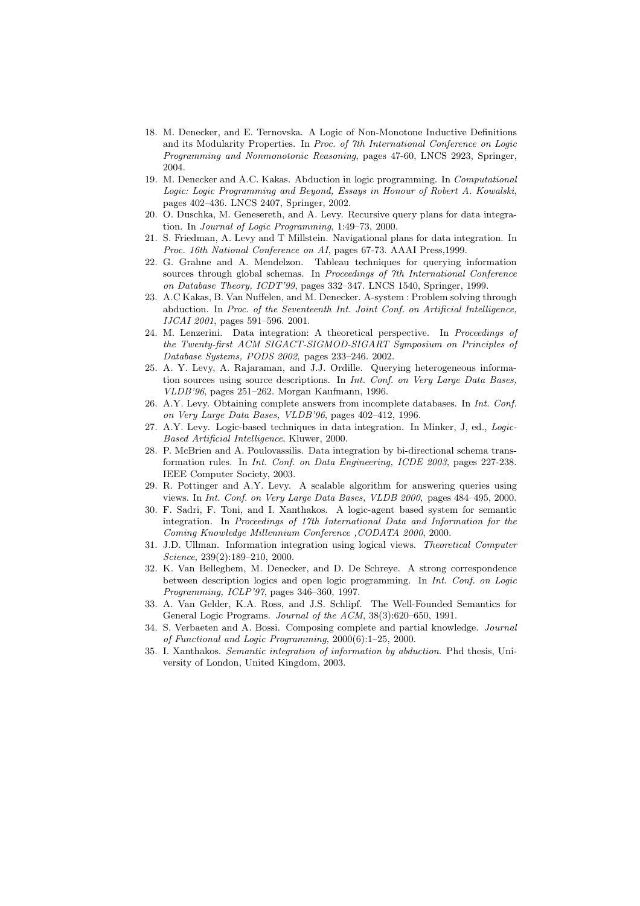18. M. Denecker, and E. Ternovska. A Logic of Non-Monotone Inductive Definitions and its Modularity Properties. In *Proc. of 7th International Conference on Logic Programming and Nonmonotonic Reasoning*, pages 47-60, LNCS 2923, Springer, 2004.
19. M. Denecker and A.C. Kakas. Abduction in logic programming. In *Computational Logic: Logic Programming and Beyond, Essays in Honour of Robert A. Kowalski*, pages 402–436. LNCS 2407, Springer, 2002.
20. O. Duschka, M. Genesereth, and A. Levy. Recursive query plans for data integration. In *Journal of Logic Programming*, 1:49–73, 2000.
21. S. Friedman, A. Levy and T Millstein. Navigational plans for data integration. In *Proc. 16th National Conference on AI*, pages 67-73. AAAI Press,1999.
22. G. Grahne and A. Mendelzon. Tableau techniques for querying information sources through global schemas. In *Proceedings of 7th International Conference on Database Theory, ICDT'99*, pages 332–347. LNCS 1540, Springer, 1999.
23. A.C Kakas, B. Van Nuffelen, and M. Denecker. A-system : Problem solving through abduction. In *Proc. of the Seventeenth Int. Joint Conf. on Artificial Intelligence, IJCAI 2001*, pages 591–596. 2001.
24. M. Lenzerini. Data integration: A theoretical perspective. In *Proceedings of the Twenty-first ACM SIGACT-SIGMOD-SIGART Symposium on Principles of Database Systems, PODS 2002*, pages 233–246. 2002.
25. A. Y. Levy, A. Rajaraman, and J.J. Ordille. Querying heterogeneous information sources using source descriptions. In *Int. Conf. on Very Large Data Bases, VLDB'96*, pages 251–262. Morgan Kaufmann, 1996.
26. A.Y. Levy. Obtaining complete answers from incomplete databases. In *Int. Conf. on Very Large Data Bases, VLDB'96*, pages 402–412, 1996.
27. A.Y. Levy. Logic-based techniques in data integration. In Minker, J, ed., *Logic-Based Artificial Intelligence*, Kluwer, 2000.
28. P. McBrien and A. Poulovassilis. Data integration by bi-directional schema transformation rules. In *Int. Conf. on Data Engineering, ICDE 2003*, pages 227-238. IEEE Computer Society, 2003.
29. R. Pottinger and A.Y. Levy. A scalable algorithm for answering queries using views. In *Int. Conf. on Very Large Data Bases, VLDB 2000*, pages 484–495, 2000.
30. F. Sadri, F. Toni, and I. Xanthakos. A logic-agent based system for semantic integration. In *Proceedings of 17th International Data and Information for the Coming Knowledge Millennium Conference ,CODATA 2000*, 2000.
31. J.D. Ullman. Information integration using logical views. *Theoretical Computer Science*, 239(2):189–210, 2000.
32. K. Van Belleghem, M. Denecker, and D. De Schreye. A strong correspondence between description logics and open logic programming. In *Int. Conf. on Logic Programming, ICLP'97*, pages 346–360, 1997.
33. A. Van Gelder, K.A. Ross, and J.S. Schlipf. The Well-Founded Semantics for General Logic Programs. *Journal of the ACM*, 38(3):620–650, 1991.
34. S. Verbaeten and A. Bossi. Composing complete and partial knowledge. *Journal of Functional and Logic Programming*, 2000(6):1–25, 2000.
35. I. Xanthakos. *Semantic integration of information by abduction*. Phd thesis, University of London, United Kingdom, 2003.